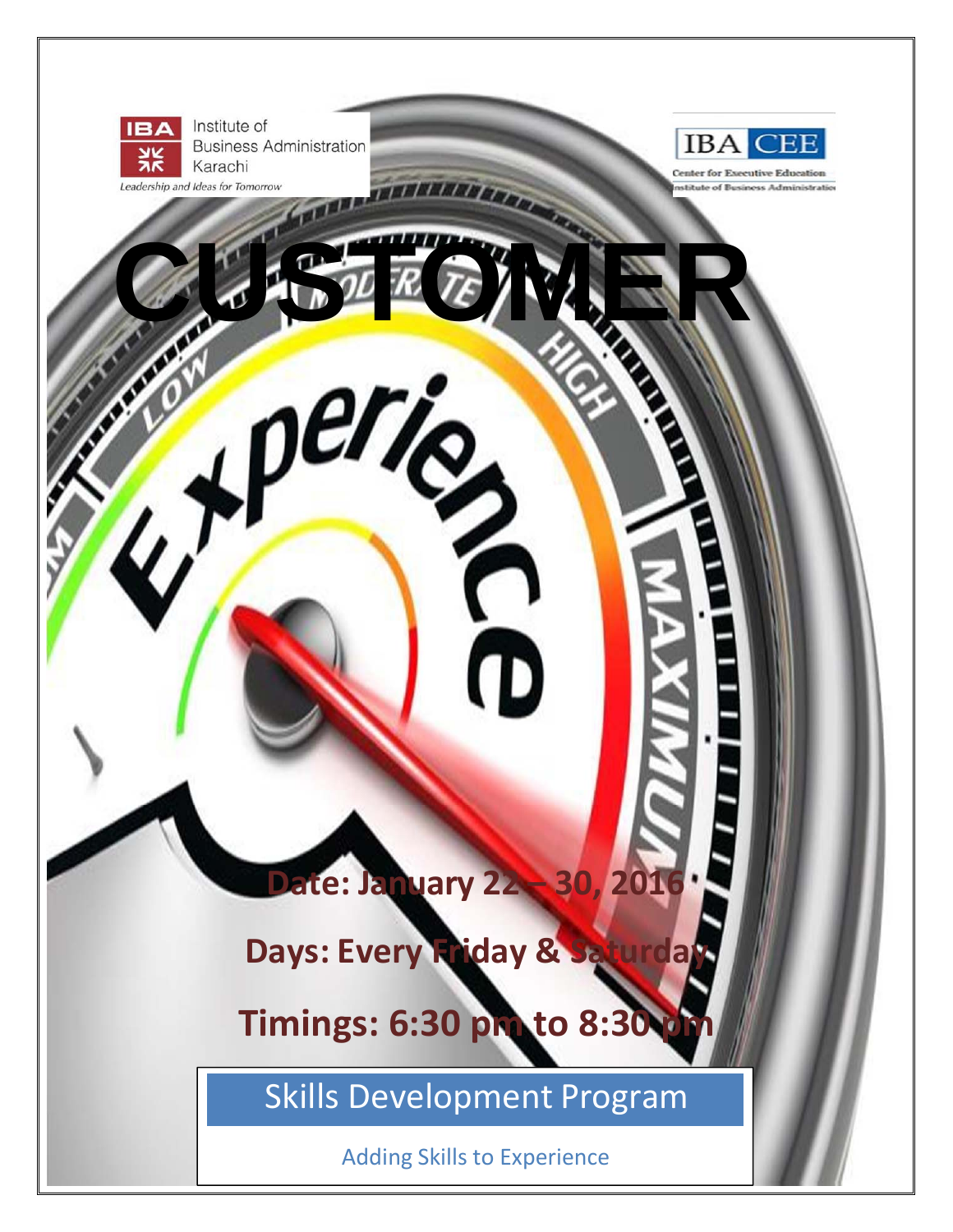IBA Institute of Business Administration Karachi

*Leadership and Ideas for Tomorrow*

IBA CEE

Center for Executive Education

Institute of Business Administration

# CUSTOMER

# Experience

**Date: January 22 – 30, 2016**

**Days: Every Friday & Saturday**

**Timings: 6:30 pm to 8:30 pm**

## Skills Development Program

Adding Skills to Experience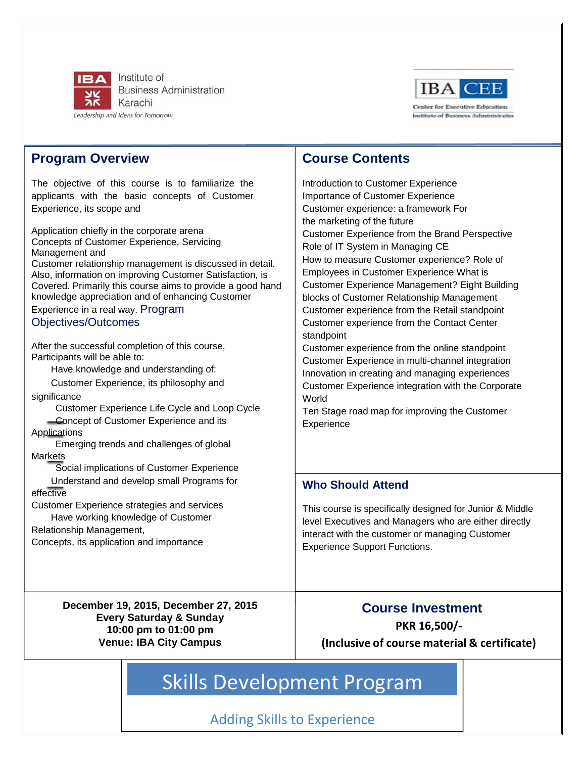Institute of Business Administration Karachi

*Leadership and Ideas for Tomorrow*

IBA CEE
Center for Executive Education
Institute of Business Administration

## Program Overview

The objective of this course is to familiarize the applicants with the basic concepts of Customer Experience, its scope and

Application chiefly in the corporate arena
Concepts of Customer Experience, Servicing Management and
Customer relationship management is discussed in detail. Also, information on improving Customer Satisfaction, is Covered. Primarily this course aims to provide a good hand knowledge appreciation and of enhancing Customer Experience in a real way.

### Program Objectives/Outcomes

After the successful completion of this course, Participants will be able to:

- Have knowledge and understanding of:
  - Customer Experience, its philosophy and significance
  - Customer Experience Life Cycle and Loop Cycle
  - Concept of Customer Experience and its Applications
  - Emerging trends and challenges of global Markets
  - Social implications of Customer Experience
- Understand and develop small Programs for effective Customer Experience strategies and services
- Have working knowledge of Customer Relationship Management, Concepts, its application and importance

## Course Contents

Introduction to Customer Experience
Importance of Customer Experience
Customer experience: a framework For the marketing of the future
Customer Experience from the Brand Perspective
Role of IT System in Managing CE
How to measure Customer experience? Role of Employees in Customer Experience What is Customer Experience Management? Eight Building blocks of Customer Relationship Management
Customer experience from the Retail standpoint
Customer experience from the Contact Center standpoint
Customer experience from the online standpoint
Customer Experience in multi-channel integration
Innovation in creating and managing experiences
Customer Experience integration with the Corporate World
Ten Stage road map for improving the Customer Experience

## Who Should Attend

This course is specifically designed for Junior & Middle level Executives and Managers who are either directly interact with the customer or managing Customer Experience Support Functions.

**December 19, 2015, December 27, 2015**
**Every Saturday & Sunday**
**10:00 pm to 01:00 pm**
**Venue: IBA City Campus**

## Course Investment

**PKR 16,500/-**

**(Inclusive of course material & certificate)**

# Skills Development Program

Adding Skills to Experience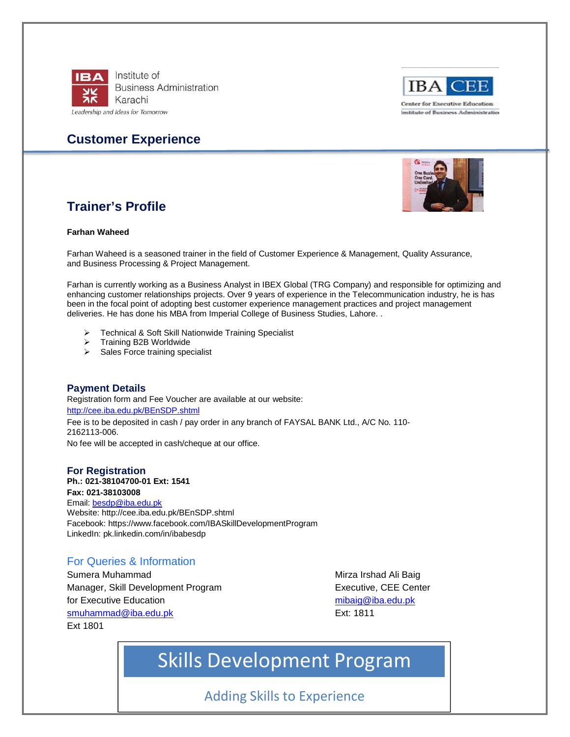IBA Institute of Business Administration Karachi
*Leadership and Ideas for Tomorrow*

IBA CEE
Center for Executive Education
Institute of Business Administration

## Customer Experience

## Trainer's Profile

**Farhan Waheed**

Farhan Waheed is a seasoned trainer in the field of Customer Experience & Management, Quality Assurance, and Business Processing & Project Management.

Farhan is currently working as a Business Analyst in IBEX Global (TRG Company) and responsible for optimizing and enhancing customer relationships projects. Over 9 years of experience in the Telecommunication industry, he is has been in the focal point of adopting best customer experience management practices and project management deliveries. He has done his MBA from Imperial College of Business Studies, Lahore. .

- Technical & Soft Skill Nationwide Training Specialist
- Training B2B Worldwide
- Sales Force training specialist

### Payment Details

Registration form and Fee Voucher are available at our website:
http://cee.iba.edu.pk/BEnSDP.shtml
Fee is to be deposited in cash / pay order in any branch of FAYSAL BANK Ltd., A/C No. 110-2162113-006.
No fee will be accepted in cash/cheque at our office.

### For Registration

**Ph.: 021-38104700-01 Ext: 1541**
**Fax: 021-38103008**
Email: besdp@iba.edu.pk
Website: http://cee.iba.edu.pk/BEnSDP.shtml
Facebook: https://www.facebook.com/IBASkillDevelopmentProgram
LinkedIn: pk.linkedin.com/in/ibabesdp

### For Queries & Information

Sumera Muhammad
Manager, Skill Development Program
for Executive Education
smuhammad@iba.edu.pk
Ext 1801

Mirza Irshad Ali Baig
Executive, CEE Center
mibaig@iba.edu.pk
Ext: 1811

# Skills Development Program

Adding Skills to Experience